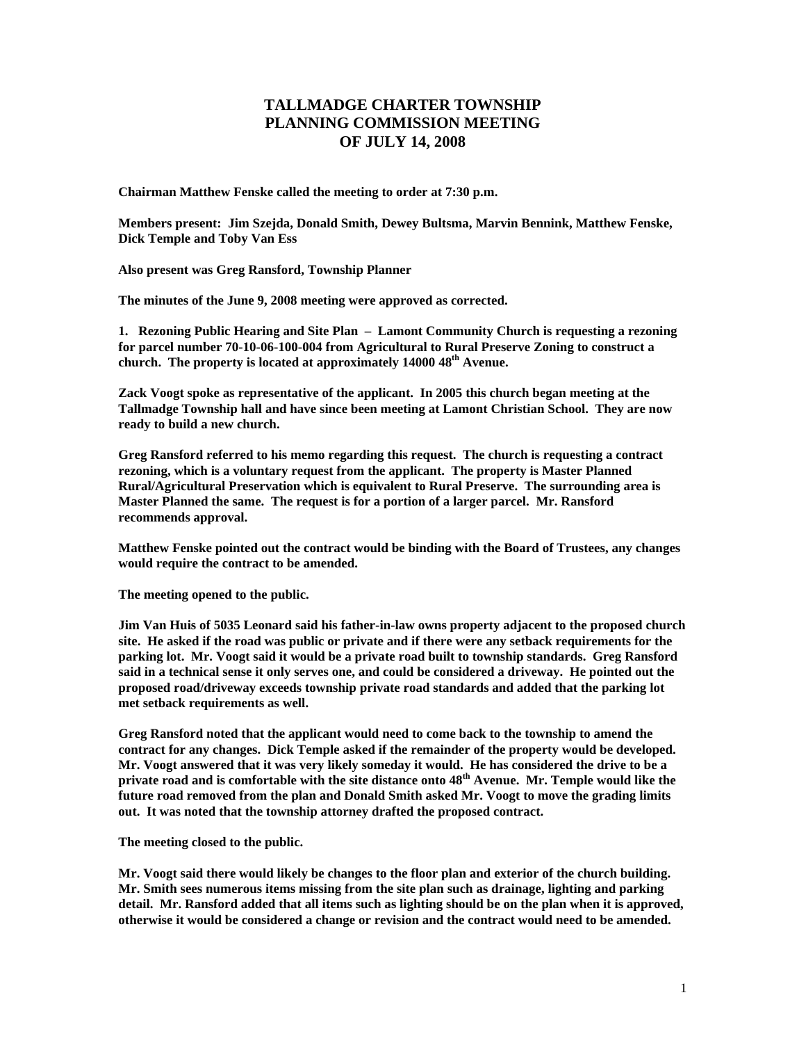# TALLMADGE CHARTER TOWNSHIP
# PLANNING COMMISSION MEETING
# OF JULY 14, 2008

**Chairman Matthew Fenske called the meeting to order at 7:30 p.m.**

**Members present: Jim Szejda, Donald Smith, Dewey Bultsma, Marvin Bennink, Matthew Fenske, Dick Temple and Toby Van Ess**

**Also present was Greg Ransford, Township Planner**

**The minutes of the June 9, 2008 meeting were approved as corrected.**

**1. Rezoning Public Hearing and Site Plan – Lamont Community Church is requesting a rezoning for parcel number 70-10-06-100-004 from Agricultural to Rural Preserve Zoning to construct a church. The property is located at approximately 14000 48th Avenue.**

**Zack Voogt spoke as representative of the applicant. In 2005 this church began meeting at the Tallmadge Township hall and have since been meeting at Lamont Christian School. They are now ready to build a new church.**

**Greg Ransford referred to his memo regarding this request. The church is requesting a contract rezoning, which is a voluntary request from the applicant. The property is Master Planned Rural/Agricultural Preservation which is equivalent to Rural Preserve. The surrounding area is Master Planned the same. The request is for a portion of a larger parcel. Mr. Ransford recommends approval.**

**Matthew Fenske pointed out the contract would be binding with the Board of Trustees, any changes would require the contract to be amended.**

**The meeting opened to the public.**

**Jim Van Huis of 5035 Leonard said his father-in-law owns property adjacent to the proposed church site. He asked if the road was public or private and if there were any setback requirements for the parking lot. Mr. Voogt said it would be a private road built to township standards. Greg Ransford said in a technical sense it only serves one, and could be considered a driveway. He pointed out the proposed road/driveway exceeds township private road standards and added that the parking lot met setback requirements as well.**

**Greg Ransford noted that the applicant would need to come back to the township to amend the contract for any changes. Dick Temple asked if the remainder of the property would be developed. Mr. Voogt answered that it was very likely someday it would. He has considered the drive to be a private road and is comfortable with the site distance onto 48th Avenue. Mr. Temple would like the future road removed from the plan and Donald Smith asked Mr. Voogt to move the grading limits out. It was noted that the township attorney drafted the proposed contract.**

**The meeting closed to the public.**

**Mr. Voogt said there would likely be changes to the floor plan and exterior of the church building. Mr. Smith sees numerous items missing from the site plan such as drainage, lighting and parking detail. Mr. Ransford added that all items such as lighting should be on the plan when it is approved, otherwise it would be considered a change or revision and the contract would need to be amended.**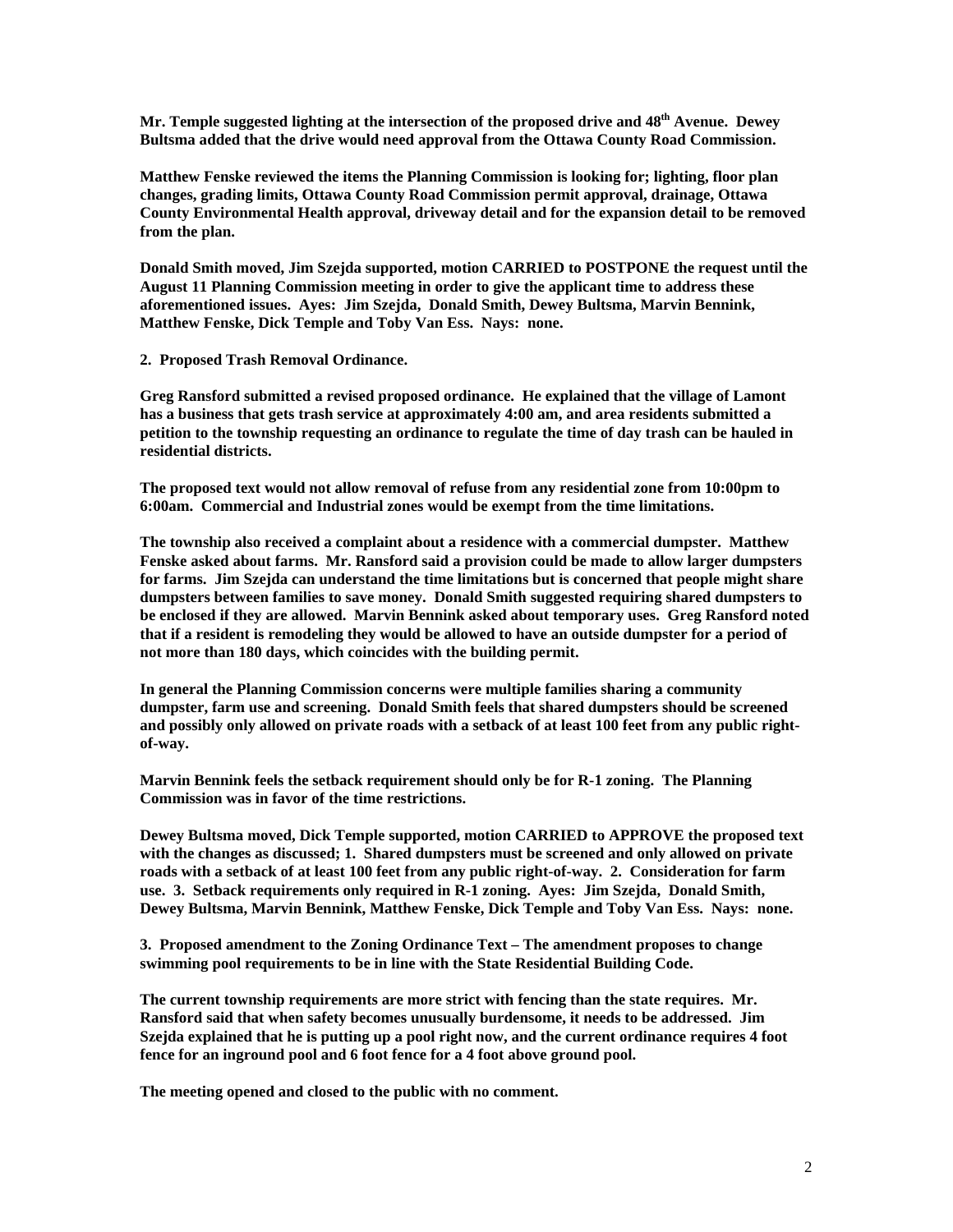**Mr. Temple suggested lighting at the intersection of the proposed drive and 48th Avenue. Dewey Bultsma added that the drive would need approval from the Ottawa County Road Commission.**

**Matthew Fenske reviewed the items the Planning Commission is looking for; lighting, floor plan changes, grading limits, Ottawa County Road Commission permit approval, drainage, Ottawa County Environmental Health approval, driveway detail and for the expansion detail to be removed from the plan.**

**Donald Smith moved, Jim Szejda supported, motion CARRIED to POSTPONE the request until the August 11 Planning Commission meeting in order to give the applicant time to address these aforementioned issues. Ayes: Jim Szejda, Donald Smith, Dewey Bultsma, Marvin Bennink, Matthew Fenske, Dick Temple and Toby Van Ess. Nays: none.**

**2. Proposed Trash Removal Ordinance.**

**Greg Ransford submitted a revised proposed ordinance. He explained that the village of Lamont has a business that gets trash service at approximately 4:00 am, and area residents submitted a petition to the township requesting an ordinance to regulate the time of day trash can be hauled in residential districts.**

**The proposed text would not allow removal of refuse from any residential zone from 10:00pm to 6:00am. Commercial and Industrial zones would be exempt from the time limitations.**

**The township also received a complaint about a residence with a commercial dumpster. Matthew Fenske asked about farms. Mr. Ransford said a provision could be made to allow larger dumpsters for farms. Jim Szejda can understand the time limitations but is concerned that people might share dumpsters between families to save money. Donald Smith suggested requiring shared dumpsters to be enclosed if they are allowed. Marvin Bennink asked about temporary uses. Greg Ransford noted that if a resident is remodeling they would be allowed to have an outside dumpster for a period of not more than 180 days, which coincides with the building permit.**

**In general the Planning Commission concerns were multiple families sharing a community dumpster, farm use and screening. Donald Smith feels that shared dumpsters should be screened and possibly only allowed on private roads with a setback of at least 100 feet from any public right-of-way.**

**Marvin Bennink feels the setback requirement should only be for R-1 zoning. The Planning Commission was in favor of the time restrictions.**

**Dewey Bultsma moved, Dick Temple supported, motion CARRIED to APPROVE the proposed text with the changes as discussed; 1. Shared dumpsters must be screened and only allowed on private roads with a setback of at least 100 feet from any public right-of-way. 2. Consideration for farm use. 3. Setback requirements only required in R-1 zoning. Ayes: Jim Szejda, Donald Smith, Dewey Bultsma, Marvin Bennink, Matthew Fenske, Dick Temple and Toby Van Ess. Nays: none.**

**3. Proposed amendment to the Zoning Ordinance Text – The amendment proposes to change swimming pool requirements to be in line with the State Residential Building Code.**

**The current township requirements are more strict with fencing than the state requires. Mr. Ransford said that when safety becomes unusually burdensome, it needs to be addressed. Jim Szejda explained that he is putting up a pool right now, and the current ordinance requires 4 foot fence for an inground pool and 6 foot fence for a 4 foot above ground pool.**

**The meeting opened and closed to the public with no comment.**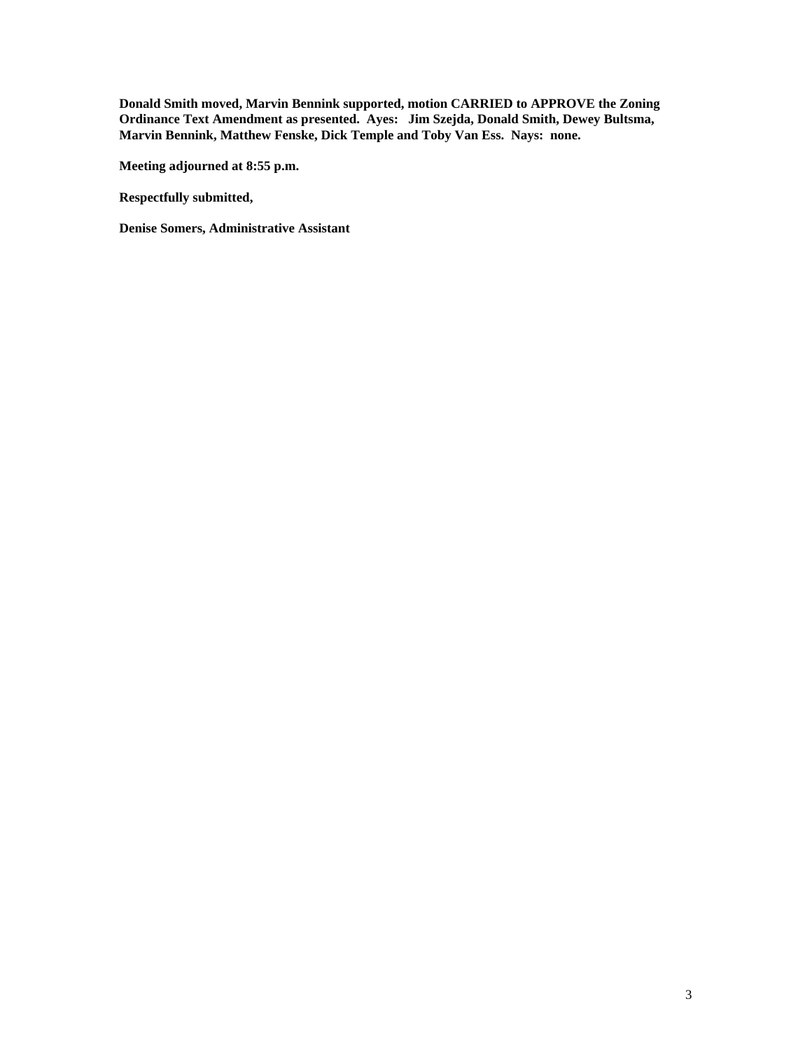**Donald Smith moved, Marvin Bennink supported, motion CARRIED to APPROVE the Zoning Ordinance Text Amendment as presented. Ayes: Jim Szejda, Donald Smith, Dewey Bultsma, Marvin Bennink, Matthew Fenske, Dick Temple and Toby Van Ess. Nays: none.**

**Meeting adjourned at 8:55 p.m.**

**Respectfully submitted,**

**Denise Somers, Administrative Assistant**